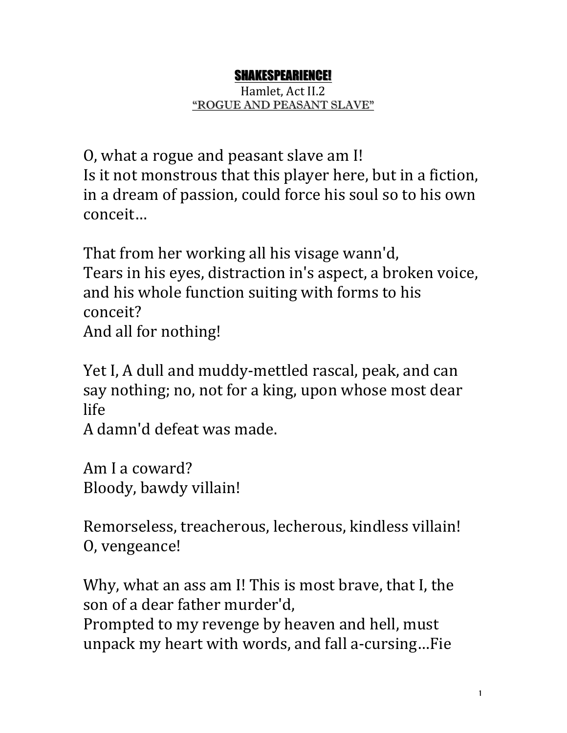**SHAKESPEARIENCE!**

Hamlet, Act II.2

“ROGUE AND PEASANT SLAVE”

O, what a rogue and peasant slave am I!
Is it not monstrous that this player here, but in a fiction, in a dream of passion, could force his soul so to his own conceit…

That from her working all his visage wann'd,
Tears in his eyes, distraction in's aspect, a broken voice, and his whole function suiting with forms to his conceit?
And all for nothing!

Yet I, A dull and muddy-mettled rascal, peak, and can say nothing; no, not for a king, upon whose most dear life
A damn'd defeat was made.

Am I a coward?
Bloody, bawdy villain!

Remorseless, treacherous, lecherous, kindless villain!
O, vengeance!

Why, what an ass am I! This is most brave, that I, the son of a dear father murder'd,
Prompted to my revenge by heaven and hell, must unpack my heart with words, and fall a-cursing…Fie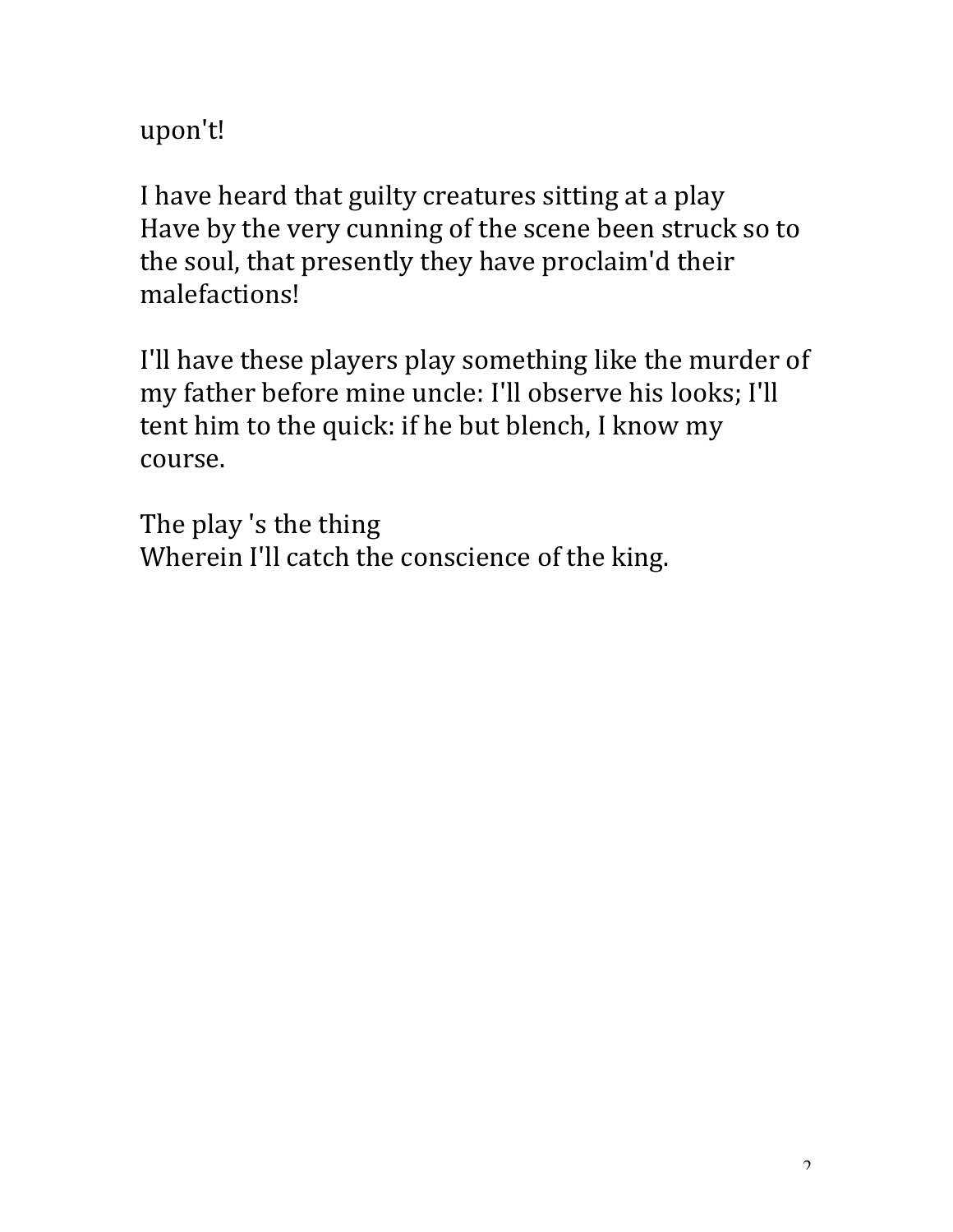upon't!

I have heard that guilty creatures sitting at a play
Have by the very cunning of the scene been struck so to the soul, that presently they have proclaim'd their malefactions!

I'll have these players play something like the murder of my father before mine uncle: I'll observe his looks; I'll tent him to the quick: if he but blench, I know my course.

The play 's the thing
Wherein I'll catch the conscience of the king.